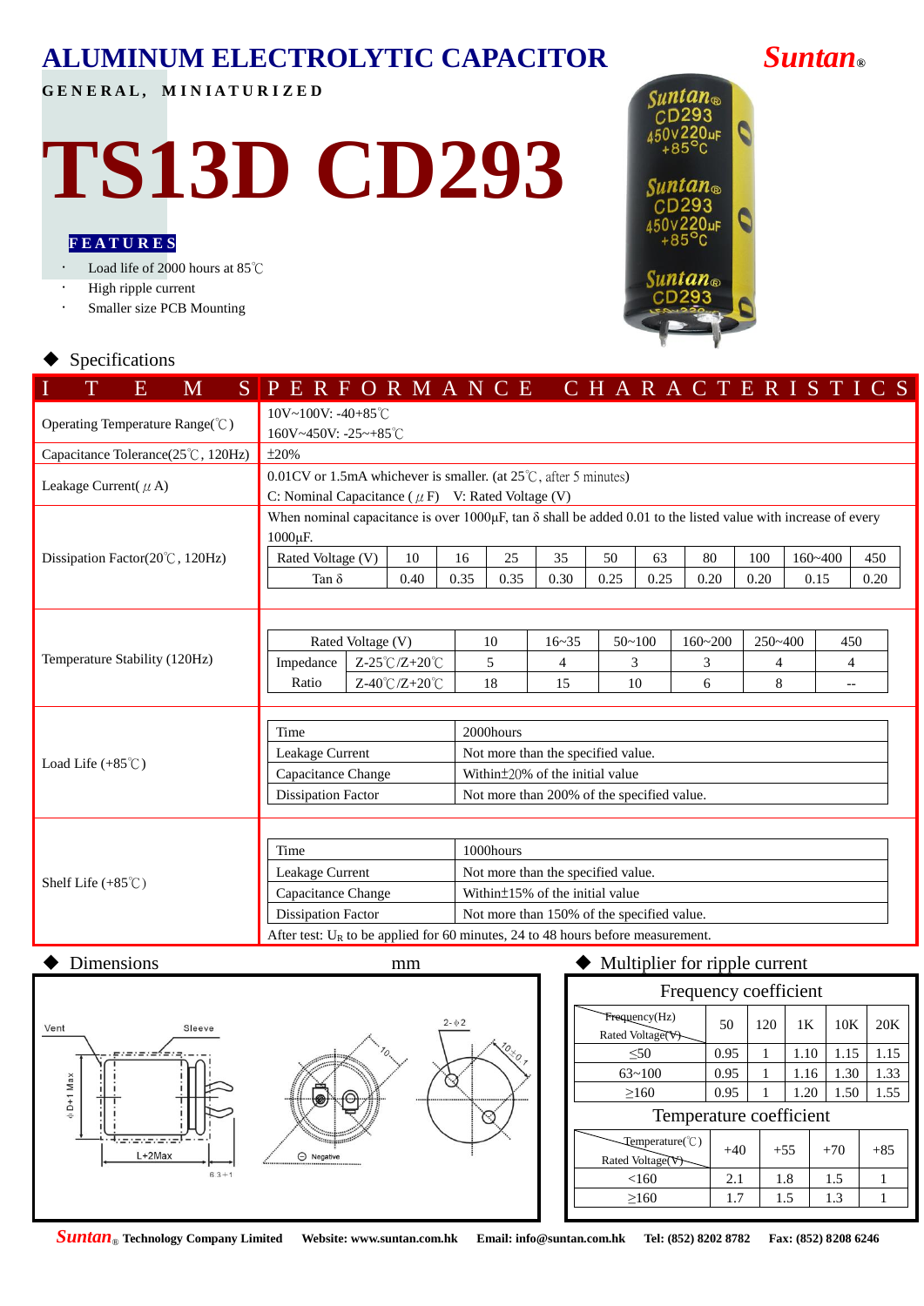# ALUMINUM ELECTROLYTIC CAPACITOR

**Suntan®**

**GENERAL, MINIATURIZED**

# TS13D CD293

**FEATURES**

- Load life of 2000 hours at 85℃
- High ripple current
- Smaller size PCB Mounting

## ◆ Specifications

| ITEMS | PERFORMANCE CHARACTERISTICS |
|---|---|
| Operating Temperature Range(℃) | 10V~100V: -40+85℃<br>160V~450V: -25~+85℃ |
| Capacitance Tolerance(25℃, 120Hz) | ±20% |
| Leakage Current(μA) | 0.01CV or 1.5mA whichever is smaller. (at 25℃, after 5 minutes)<br>C: Nominal Capacitance (μF) V: Rated Voltage (V) |
| Dissipation Factor(20℃, 120Hz) | When nominal capacitance is over 1000μF, tan δ shall be added 0.01 to the listed value with increase of every 1000μF. |

**Dissipation Factor (20℃, 120Hz)**

| Rated Voltage (V) | 10 | 16 | 25 | 35 | 50 | 63 | 80 | 100 | 160~400 | 450 |
|---|---|---|---|---|---|---|---|---|---|---|
| Tan δ | 0.40 | 0.35 | 0.35 | 0.30 | 0.25 | 0.25 | 0.20 | 0.20 | 0.15 | 0.20 |

**Temperature Stability (120Hz)**

| Rated Voltage (V) | | 10 | 16~35 | 50~100 | 160~200 | 250~400 | 450 |
|---|---|---|---|---|---|---|---|
| Impedance | Z-25℃/Z+20℃ | 5 | 4 | 3 | 3 | 4 | 4 |
| Ratio | Z-40℃/Z+20℃ | 18 | 15 | 10 | 6 | 8 | -- |

**Load Life (+85℃)**

| Time | 2000hours |
|---|---|
| Leakage Current | Not more than the specified value. |
| Capacitance Change | Within±20% of the initial value |
| Dissipation Factor | Not more than 200% of the specified value. |

**Shelf Life (+85℃)**

| Time | 1000hours |
|---|---|
| Leakage Current | Not more than the specified value. |
| Capacitance Change | Within±15% of the initial value |
| Dissipation Factor | Not more than 150% of the specified value. |

After test: $U_R$ to be applied for 60 minutes, 24 to 48 hours before measurement.

## ◆ Dimensions mm

Vent, Sleeve, φD+1 Max, L+2Max, 6.3±1, 10, 2-φ2, 10±0.1, ⊖ Negative

## ◆ Multiplier for ripple current

**Frequency coefficient**

| Rated Voltage(V) \ Frequency(Hz) | 50 | 120 | 1K | 10K | 20K |
|---|---|---|---|---|---|
| ≤50 | 0.95 | 1 | 1.10 | 1.15 | 1.15 |
| 63~100 | 0.95 | 1 | 1.16 | 1.30 | 1.33 |
| ≥160 | 0.95 | 1 | 1.20 | 1.50 | 1.55 |

**Temperature coefficient**

| Rated Voltage(V) \ Temperature(℃) | +40 | +55 | +70 | +85 |
|---|---|---|---|---|
| <160 | 2.1 | 1.8 | 1.5 | 1 |
| ≥160 | 1.7 | 1.5 | 1.3 | 1 |

**Suntan® Technology Company Limited** **Website: www.suntan.com.hk** **Email: info@suntan.com.hk** **Tel: (852) 8202 8782** **Fax: (852) 8208 6246**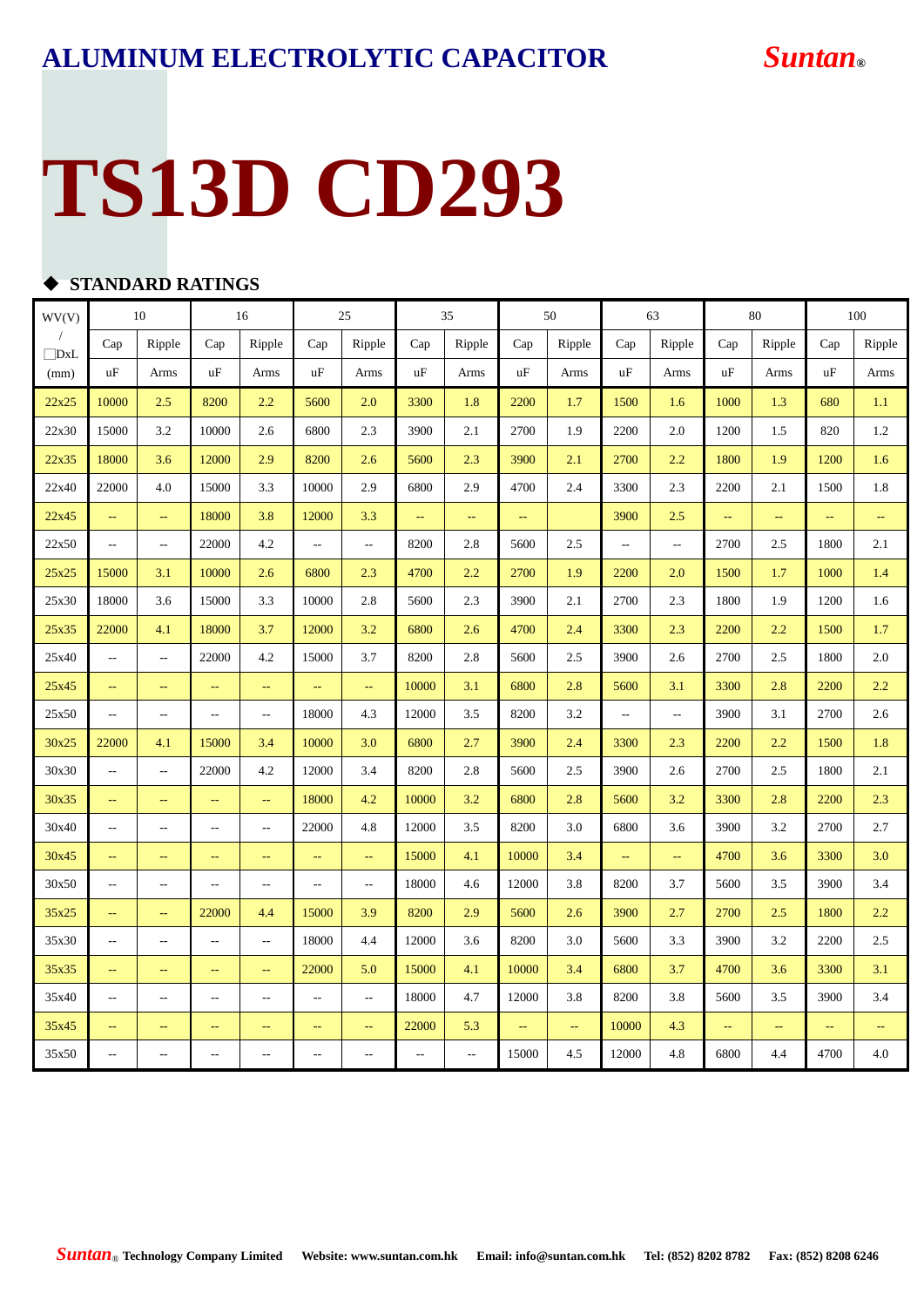# ALUMINUM ELECTROLYTIC CAPACITOR

**Suntan®**

# TS13D CD293

## ◆ STANDARD RATINGS

| WV(V) / □DxL (mm) | 10 | | 16 | | 25 | | 35 | | 50 | | 63 | | 80 | | 100 | |
|---|---|---|---|---|---|---|---|---|---|---|---|---|---|---|---|---|
| | Cap uF | Ripple Arms | Cap uF | Ripple Arms | Cap uF | Ripple Arms | Cap uF | Ripple Arms | Cap uF | Ripple Arms | Cap uF | Ripple Arms | Cap uF | Ripple Arms | Cap uF | Ripple Arms |
| 22x25 | 10000 | 2.5 | 8200 | 2.2 | 5600 | 2.0 | 3300 | 1.8 | 2200 | 1.7 | 1500 | 1.6 | 1000 | 1.3 | 680 | 1.1 |
| 22x30 | 15000 | 3.2 | 10000 | 2.6 | 6800 | 2.3 | 3900 | 2.1 | 2700 | 1.9 | 2200 | 2.0 | 1200 | 1.5 | 820 | 1.2 |
| 22x35 | 18000 | 3.6 | 12000 | 2.9 | 8200 | 2.6 | 5600 | 2.3 | 3900 | 2.1 | 2700 | 2.2 | 1800 | 1.9 | 1200 | 1.6 |
| 22x40 | 22000 | 4.0 | 15000 | 3.3 | 10000 | 2.9 | 6800 | 2.9 | 4700 | 2.4 | 3300 | 2.3 | 2200 | 2.1 | 1500 | 1.8 |
| 22x45 | -- | -- | 18000 | 3.8 | 12000 | 3.3 | -- | -- | -- | | 3900 | 2.5 | -- | -- | -- | -- |
| 22x50 | -- | -- | 22000 | 4.2 | -- | -- | 8200 | 2.8 | 5600 | 2.5 | -- | -- | 2700 | 2.5 | 1800 | 2.1 |
| 25x25 | 15000 | 3.1 | 10000 | 2.6 | 6800 | 2.3 | 4700 | 2.2 | 2700 | 1.9 | 2200 | 2.0 | 1500 | 1.7 | 1000 | 1.4 |
| 25x30 | 18000 | 3.6 | 15000 | 3.3 | 10000 | 2.8 | 5600 | 2.3 | 3900 | 2.1 | 2700 | 2.3 | 1800 | 1.9 | 1200 | 1.6 |
| 25x35 | 22000 | 4.1 | 18000 | 3.7 | 12000 | 3.2 | 6800 | 2.6 | 4700 | 2.4 | 3300 | 2.3 | 2200 | 2.2 | 1500 | 1.7 |
| 25x40 | -- | -- | 22000 | 4.2 | 15000 | 3.7 | 8200 | 2.8 | 5600 | 2.5 | 3900 | 2.6 | 2700 | 2.5 | 1800 | 2.0 |
| 25x45 | -- | -- | -- | -- | -- | -- | 10000 | 3.1 | 6800 | 2.8 | 5600 | 3.1 | 3300 | 2.8 | 2200 | 2.2 |
| 25x50 | -- | -- | -- | -- | 18000 | 4.3 | 12000 | 3.5 | 8200 | 3.2 | -- | -- | 3900 | 3.1 | 2700 | 2.6 |
| 30x25 | 22000 | 4.1 | 15000 | 3.4 | 10000 | 3.0 | 6800 | 2.7 | 3900 | 2.4 | 3300 | 2.3 | 2200 | 2.2 | 1500 | 1.8 |
| 30x30 | -- | -- | 22000 | 4.2 | 12000 | 3.4 | 8200 | 2.8 | 5600 | 2.5 | 3900 | 2.6 | 2700 | 2.5 | 1800 | 2.1 |
| 30x35 | -- | -- | -- | -- | 18000 | 4.2 | 10000 | 3.2 | 6800 | 2.8 | 5600 | 3.2 | 3300 | 2.8 | 2200 | 2.3 |
| 30x40 | -- | -- | -- | -- | 22000 | 4.8 | 12000 | 3.5 | 8200 | 3.0 | 6800 | 3.6 | 3900 | 3.2 | 2700 | 2.7 |
| 30x45 | -- | -- | -- | -- | -- | -- | 15000 | 4.1 | 10000 | 3.4 | -- | -- | 4700 | 3.6 | 3300 | 3.0 |
| 30x50 | -- | -- | -- | -- | -- | -- | 18000 | 4.6 | 12000 | 3.8 | 8200 | 3.7 | 5600 | 3.5 | 3900 | 3.4 |
| 35x25 | -- | -- | 22000 | 4.4 | 15000 | 3.9 | 8200 | 2.9 | 5600 | 2.6 | 3900 | 2.7 | 2700 | 2.5 | 1800 | 2.2 |
| 35x30 | -- | -- | -- | -- | 18000 | 4.4 | 12000 | 3.6 | 8200 | 3.0 | 5600 | 3.3 | 3900 | 3.2 | 2200 | 2.5 |
| 35x35 | -- | -- | -- | -- | 22000 | 5.0 | 15000 | 4.1 | 10000 | 3.4 | 6800 | 3.7 | 4700 | 3.6 | 3300 | 3.1 |
| 35x40 | -- | -- | -- | -- | -- | -- | 18000 | 4.7 | 12000 | 3.8 | 8200 | 3.8 | 5600 | 3.5 | 3900 | 3.4 |
| 35x45 | -- | -- | -- | -- | -- | -- | 22000 | 5.3 | -- | -- | 10000 | 4.3 | -- | -- | -- | -- |
| 35x50 | -- | -- | -- | -- | -- | -- | -- | -- | 15000 | 4.5 | 12000 | 4.8 | 6800 | 4.4 | 4700 | 4.0 |

**Suntan® Technology Company Limited** **Website: www.suntan.com.hk** **Email: info@suntan.com.hk** **Tel: (852) 8202 8782** **Fax: (852) 8208 6246**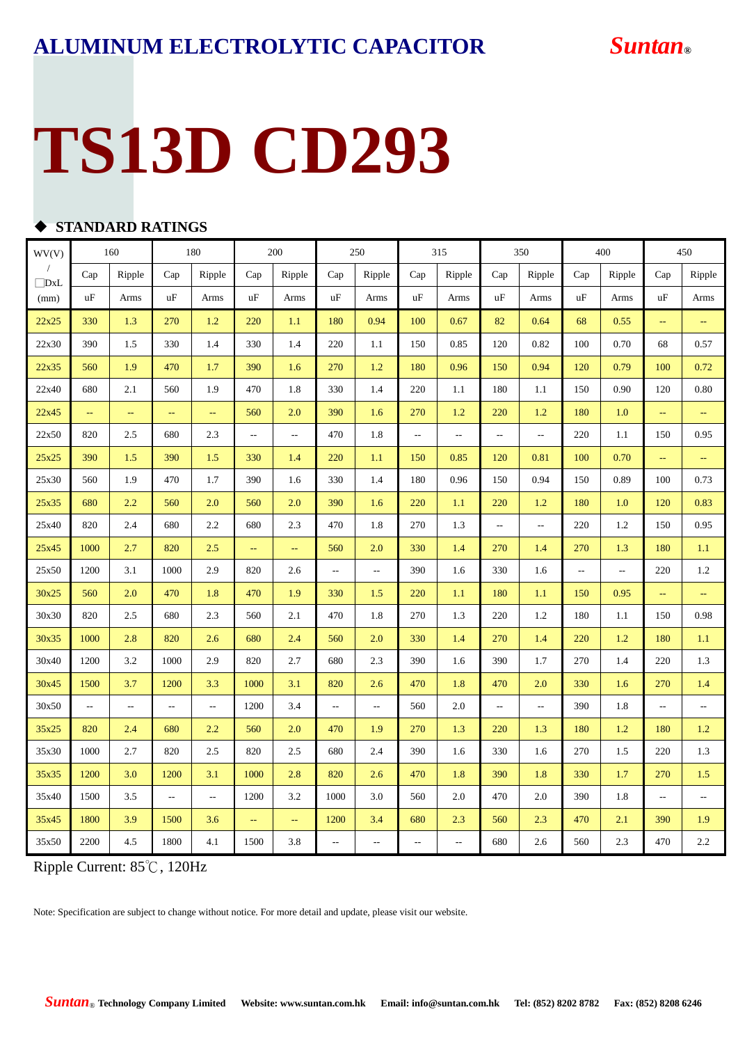# ALUMINUM ELECTROLYTIC CAPACITOR

**Suntan®**

# TS13D CD293

## ◆ STANDARD RATINGS

| WV(V) / □DxL (mm) | 160 | | 180 | | 200 | | 250 | | 315 | | 350 | | 400 | | 450 | |
|---|---|---|---|---|---|---|---|---|---|---|---|---|---|---|---|---|
| | Cap uF | Ripple Arms | Cap uF | Ripple Arms | Cap uF | Ripple Arms | Cap uF | Ripple Arms | Cap uF | Ripple Arms | Cap uF | Ripple Arms | Cap uF | Ripple Arms | Cap uF | Ripple Arms |
| 22x25 | 330 | 1.3 | 270 | 1.2 | 220 | 1.1 | 180 | 0.94 | 100 | 0.67 | 82 | 0.64 | 68 | 0.55 | -- | -- |
| 22x30 | 390 | 1.5 | 330 | 1.4 | 330 | 1.4 | 220 | 1.1 | 150 | 0.85 | 120 | 0.82 | 100 | 0.70 | 68 | 0.57 |
| 22x35 | 560 | 1.9 | 470 | 1.7 | 390 | 1.6 | 270 | 1.2 | 180 | 0.96 | 150 | 0.94 | 120 | 0.79 | 100 | 0.72 |
| 22x40 | 680 | 2.1 | 560 | 1.9 | 470 | 1.8 | 330 | 1.4 | 220 | 1.1 | 180 | 1.1 | 150 | 0.90 | 120 | 0.80 |
| 22x45 | -- | -- | -- | -- | 560 | 2.0 | 390 | 1.6 | 270 | 1.2 | 220 | 1.2 | 180 | 1.0 | -- | -- |
| 22x50 | 820 | 2.5 | 680 | 2.3 | -- | -- | 470 | 1.8 | -- | -- | -- | -- | 220 | 1.1 | 150 | 0.95 |
| 25x25 | 390 | 1.5 | 390 | 1.5 | 330 | 1.4 | 220 | 1.1 | 150 | 0.85 | 120 | 0.81 | 100 | 0.70 | -- | -- |
| 25x30 | 560 | 1.9 | 470 | 1.7 | 390 | 1.6 | 330 | 1.4 | 180 | 0.96 | 150 | 0.94 | 150 | 0.89 | 100 | 0.73 |
| 25x35 | 680 | 2.2 | 560 | 2.0 | 560 | 2.0 | 390 | 1.6 | 220 | 1.1 | 220 | 1.2 | 180 | 1.0 | 120 | 0.83 |
| 25x40 | 820 | 2.4 | 680 | 2.2 | 680 | 2.3 | 470 | 1.8 | 270 | 1.3 | -- | -- | 220 | 1.2 | 150 | 0.95 |
| 25x45 | 1000 | 2.7 | 820 | 2.5 | -- | -- | 560 | 2.0 | 330 | 1.4 | 270 | 1.4 | 270 | 1.3 | 180 | 1.1 |
| 25x50 | 1200 | 3.1 | 1000 | 2.9 | 820 | 2.6 | -- | -- | 390 | 1.6 | 330 | 1.6 | -- | -- | 220 | 1.2 |
| 30x25 | 560 | 2.0 | 470 | 1.8 | 470 | 1.9 | 330 | 1.5 | 220 | 1.1 | 180 | 1.1 | 150 | 0.95 | -- | -- |
| 30x30 | 820 | 2.5 | 680 | 2.3 | 560 | 2.1 | 470 | 1.8 | 270 | 1.3 | 220 | 1.2 | 180 | 1.1 | 150 | 0.98 |
| 30x35 | 1000 | 2.8 | 820 | 2.6 | 680 | 2.4 | 560 | 2.0 | 330 | 1.4 | 270 | 1.4 | 220 | 1.2 | 180 | 1.1 |
| 30x40 | 1200 | 3.2 | 1000 | 2.9 | 820 | 2.7 | 680 | 2.3 | 390 | 1.6 | 390 | 1.7 | 270 | 1.4 | 220 | 1.3 |
| 30x45 | 1500 | 3.7 | 1200 | 3.3 | 1000 | 3.1 | 820 | 2.6 | 470 | 1.8 | 470 | 2.0 | 330 | 1.6 | 270 | 1.4 |
| 30x50 | -- | -- | -- | -- | 1200 | 3.4 | -- | -- | 560 | 2.0 | -- | -- | 390 | 1.8 | -- | -- |
| 35x25 | 820 | 2.4 | 680 | 2.2 | 560 | 2.0 | 470 | 1.9 | 270 | 1.3 | 220 | 1.3 | 180 | 1.2 | 180 | 1.2 |
| 35x30 | 1000 | 2.7 | 820 | 2.5 | 820 | 2.5 | 680 | 2.4 | 390 | 1.6 | 330 | 1.6 | 270 | 1.5 | 220 | 1.3 |
| 35x35 | 1200 | 3.0 | 1200 | 3.1 | 1000 | 2.8 | 820 | 2.6 | 470 | 1.8 | 390 | 1.8 | 330 | 1.7 | 270 | 1.5 |
| 35x40 | 1500 | 3.5 | -- | -- | 1200 | 3.2 | 1000 | 3.0 | 560 | 2.0 | 470 | 2.0 | 390 | 1.8 | -- | -- |
| 35x45 | 1800 | 3.9 | 1500 | 3.6 | -- | -- | 1200 | 3.4 | 680 | 2.3 | 560 | 2.3 | 470 | 2.1 | 390 | 1.9 |
| 35x50 | 2200 | 4.5 | 1800 | 4.1 | 1500 | 3.8 | -- | -- | -- | -- | 680 | 2.6 | 560 | 2.3 | 470 | 2.2 |

Ripple Current: 85℃, 120Hz

Note: Specification are subject to change without notice. For more detail and update, please visit our website.

**Suntan® Technology Company Limited** **Website: www.suntan.com.hk** **Email: info@suntan.com.hk** **Tel: (852) 8202 8782** **Fax: (852) 8208 6246**